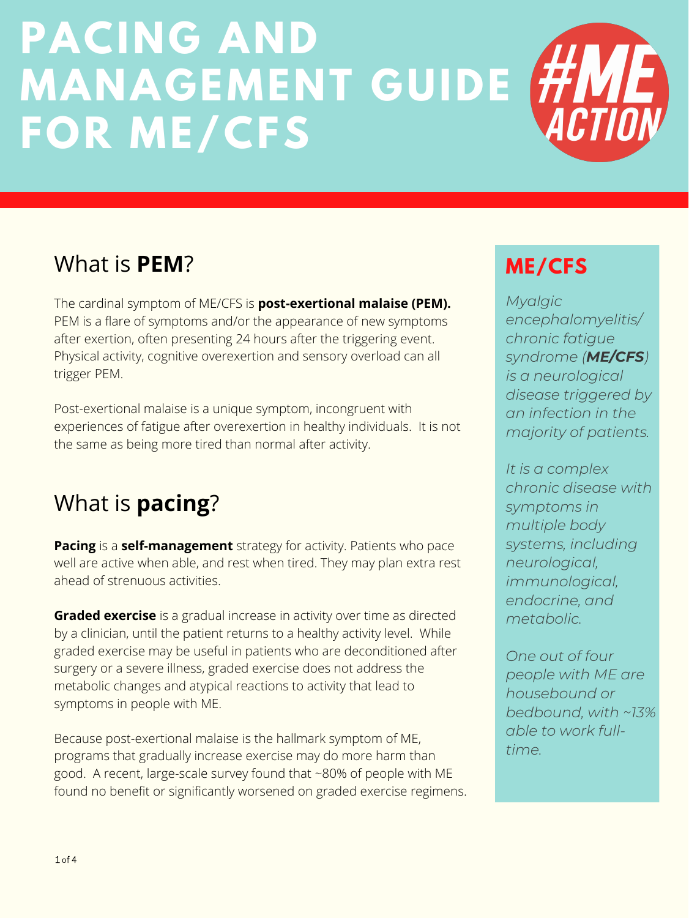# PACING AND MANAGEMENT GUIDE FOR ME/CFS

#ME ACTION

## What is **PEM**?

The cardinal symptom of ME/CFS is **post-exertional malaise (PEM).** PEM is a flare of symptoms and/or the appearance of new symptoms after exertion, often presenting 24 hours after the triggering event. Physical activity, cognitive overexertion and sensory overload can all trigger PEM.

Post-exertional malaise is a unique symptom, incongruent with experiences of fatigue after overexertion in healthy individuals. It is not the same as being more tired than normal after activity.

## What is **pacing**?

**Pacing** is a **self-management** strategy for activity. Patients who pace well are active when able, and rest when tired. They may plan extra rest ahead of strenuous activities.

**Graded exercise** is a gradual increase in activity over time as directed by a clinician, until the patient returns to a healthy activity level. While graded exercise may be useful in patients who are deconditioned after surgery or a severe illness, graded exercise does not address the metabolic changes and atypical reactions to activity that lead to symptoms in people with ME.

Because post-exertional malaise is the hallmark symptom of ME, programs that gradually increase exercise may do more harm than good. A recent, large-scale survey found that ~80% of people with ME found no benefit or significantly worsened on graded exercise regimens.

## ME/CFS

*Myalgic encephalomyelitis/ chronic fatigue syndrome (**ME/CFS**) is a neurological disease triggered by an infection in the majority of patients.*

*It is a complex chronic disease with symptoms in multiple body systems, including neurological, immunological, endocrine, and metabolic.*

*One out of four people with ME are housebound or bedbound, with ~13% able to work full-time.*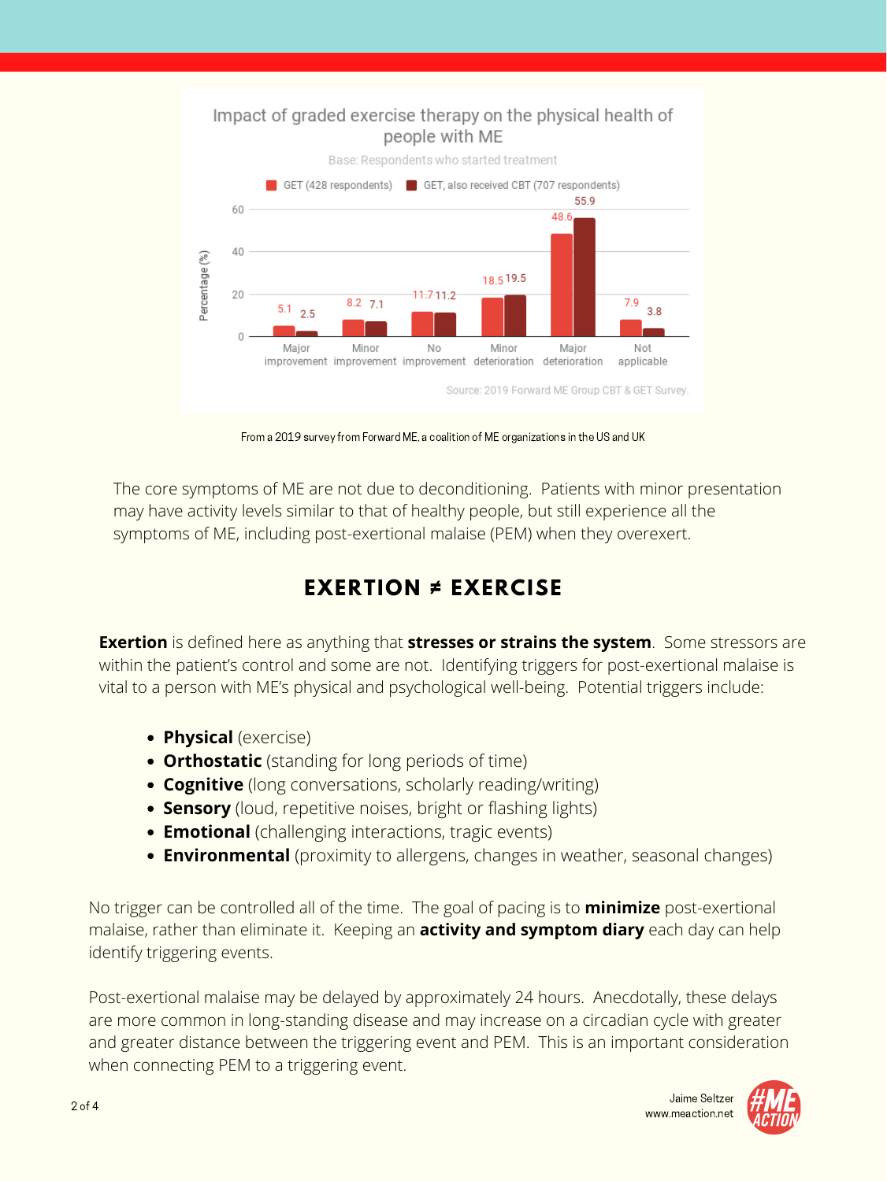**Impact of graded exercise therapy on the physical health of people with ME**

Base: Respondents who started treatment

| | GET (428 respondents) | GET, also received CBT (707 respondents) |
|---|---|---|
| Major improvement | 5.1 | 2.5 |
| Minor improvement | 8.2 | 7.1 |
| No improvement | 11.7 | 11.2 |
| Minor deterioration | 18.5 | 19.5 |
| Major deterioration | 48.6 | 55.9 |
| Not applicable | 7.9 | 3.8 |

Percentage (%)

Source: 2019 Forward ME Group CBT & GET Survey.

From a 2019 survey from Forward ME, a coalition of ME organizations in the US and UK

The core symptoms of ME are not due to deconditioning. Patients with minor presentation may have activity levels similar to that of healthy people, but still experience all the symptoms of ME, including post-exertional malaise (PEM) when they overexert.

## EXERTION ≠ EXERCISE

**Exertion** is defined here as anything that **stresses or strains the system**. Some stressors are within the patient's control and some are not. Identifying triggers for post-exertional malaise is vital to a person with ME's physical and psychological well-being. Potential triggers include:

- **Physical** (exercise)
- **Orthostatic** (standing for long periods of time)
- **Cognitive** (long conversations, scholarly reading/writing)
- **Sensory** (loud, repetitive noises, bright or flashing lights)
- **Emotional** (challenging interactions, tragic events)
- **Environmental** (proximity to allergens, changes in weather, seasonal changes)

No trigger can be controlled all of the time. The goal of pacing is to **minimize** post-exertional malaise, rather than eliminate it. Keeping an **activity and symptom diary** each day can help identify triggering events.

Post-exertional malaise may be delayed by approximately 24 hours. Anecdotally, these delays are more common in long-standing disease and may increase on a circadian cycle with greater and greater distance between the triggering event and PEM. This is an important consideration when connecting PEM to a triggering event.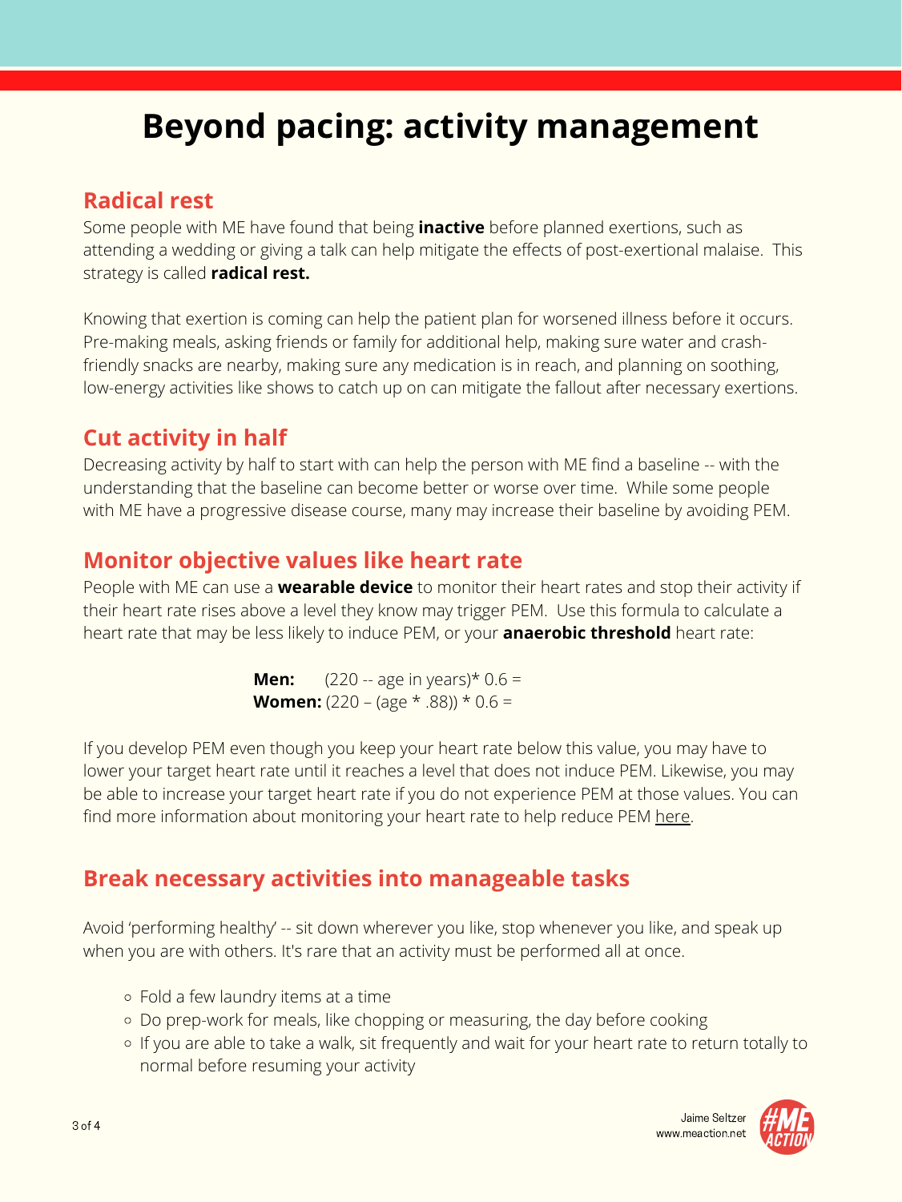# Beyond pacing: activity management

## Radical rest

Some people with ME have found that being **inactive** before planned exertions, such as attending a wedding or giving a talk can help mitigate the effects of post-exertional malaise. This strategy is called **radical rest.**

Knowing that exertion is coming can help the patient plan for worsened illness before it occurs. Pre-making meals, asking friends or family for additional help, making sure water and crash-friendly snacks are nearby, making sure any medication is in reach, and planning on soothing, low-energy activities like shows to catch up on can mitigate the fallout after necessary exertions.

## Cut activity in half

Decreasing activity by half to start with can help the person with ME find a baseline -- with the understanding that the baseline can become better or worse over time. While some people with ME have a progressive disease course, many may increase their baseline by avoiding PEM.

## Monitor objective values like heart rate

People with ME can use a **wearable device** to monitor their heart rates and stop their activity if their heart rate rises above a level they know may trigger PEM. Use this formula to calculate a heart rate that may be less likely to induce PEM, or your **anaerobic threshold** heart rate:

**Men:** (220 -- age in years)* 0.6 =
**Women:** (220 – (age * .88)) * 0.6 =

If you develop PEM even though you keep your heart rate below this value, you may have to lower your target heart rate until it reaches a level that does not induce PEM. Likewise, you may be able to increase your target heart rate if you do not experience PEM at those values. You can find more information about monitoring your heart rate to help reduce PEM here.

## Break necessary activities into manageable tasks

Avoid 'performing healthy' -- sit down wherever you like, stop whenever you like, and speak up when you are with others. It's rare that an activity must be performed all at once.

- Fold a few laundry items at a time
- Do prep-work for meals, like chopping or measuring, the day before cooking
- If you are able to take a walk, sit frequently and wait for your heart rate to return totally to normal before resuming your activity

Jaime Seltzer
www.meaction.net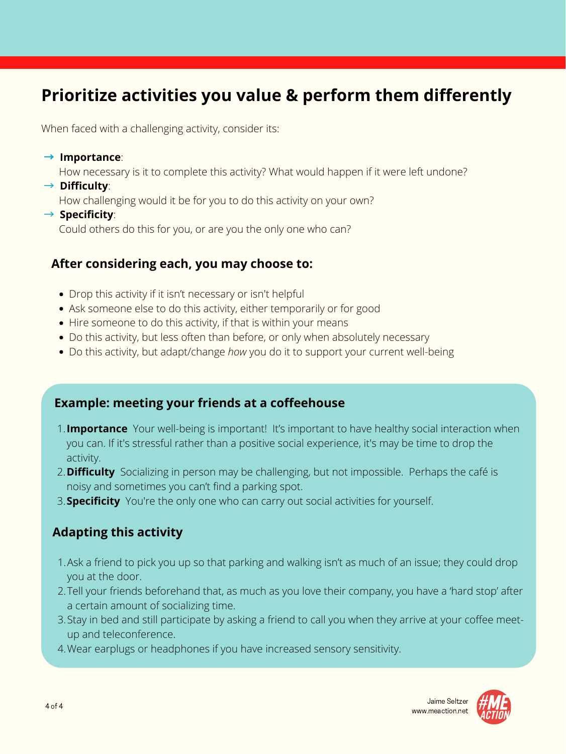# Prioritize activities you value & perform them differently

When faced with a challenging activity, consider its:

→ **Importance**:
How necessary is it to complete this activity? What would happen if it were left undone?

→ **Difficulty**:
How challenging would it be for you to do this activity on your own?

→ **Specificity**:
Could others do this for you, or are you the only one who can?

## After considering each, you may choose to:

- Drop this activity if it isn't necessary or isn't helpful
- Ask someone else to do this activity, either temporarily or for good
- Hire someone to do this activity, if that is within your means
- Do this activity, but less often than before, or only when absolutely necessary
- Do this activity, but adapt/change *how* you do it to support your current well-being

## Example: meeting your friends at a coffeehouse

1. **Importance** Your well-being is important! It's important to have healthy social interaction when you can. If it's stressful rather than a positive social experience, it's may be time to drop the activity.
2. **Difficulty** Socializing in person may be challenging, but not impossible. Perhaps the café is noisy and sometimes you can't find a parking spot.
3. **Specificity** You're the only one who can carry out social activities for yourself.

## Adapting this activity

1. Ask a friend to pick you up so that parking and walking isn't as much of an issue; they could drop you at the door.
2. Tell your friends beforehand that, as much as you love their company, you have a 'hard stop' after a certain amount of socializing time.
3. Stay in bed and still participate by asking a friend to call you when they arrive at your coffee meet-up and teleconference.
4. Wear earplugs or headphones if you have increased sensory sensitivity.

Jaime Seltzer
www.meaction.net

#ME ACTION